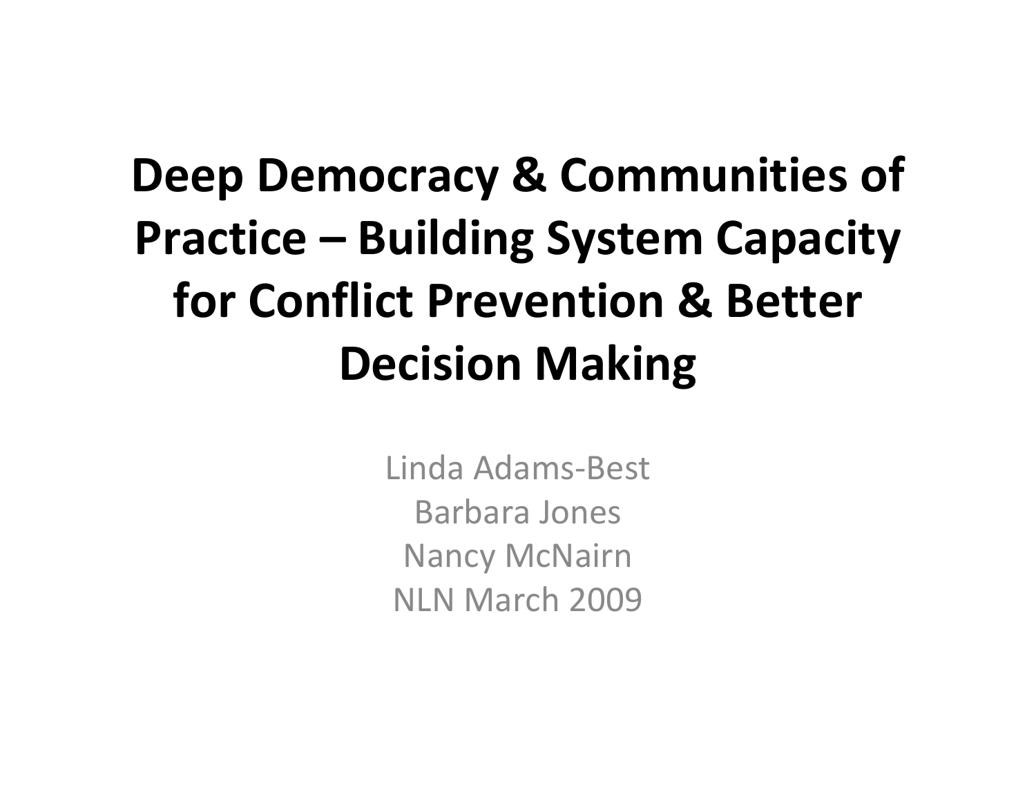# Deep Democracy & Communities of Practice – Building System Capacity for Conflict Prevention & Better Decision Making

Linda Adams-Best
Barbara Jones
Nancy McNairn
NLN March 2009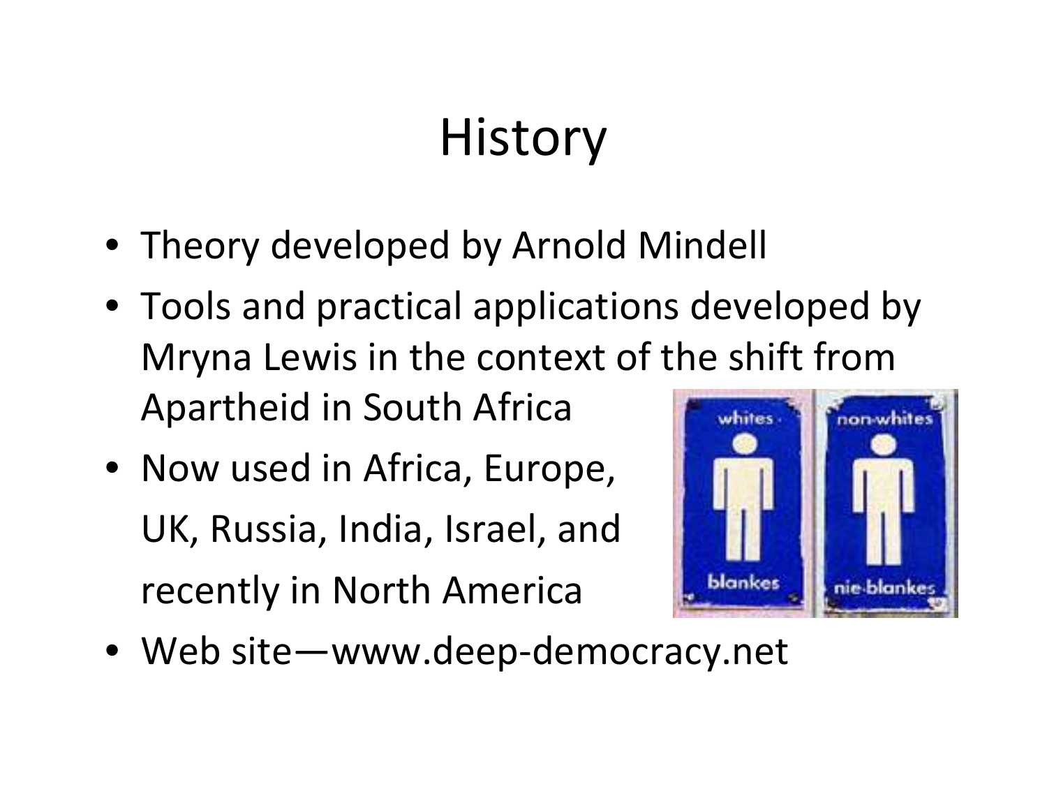# History

- Theory developed by Arnold Mindell
- Tools and practical applications developed by Mryna Lewis in the context of the shift from Apartheid in South Africa
- Now used in Africa, Europe, UK, Russia, India, Israel, and recently in North America
- Web site—www.deep-democracy.net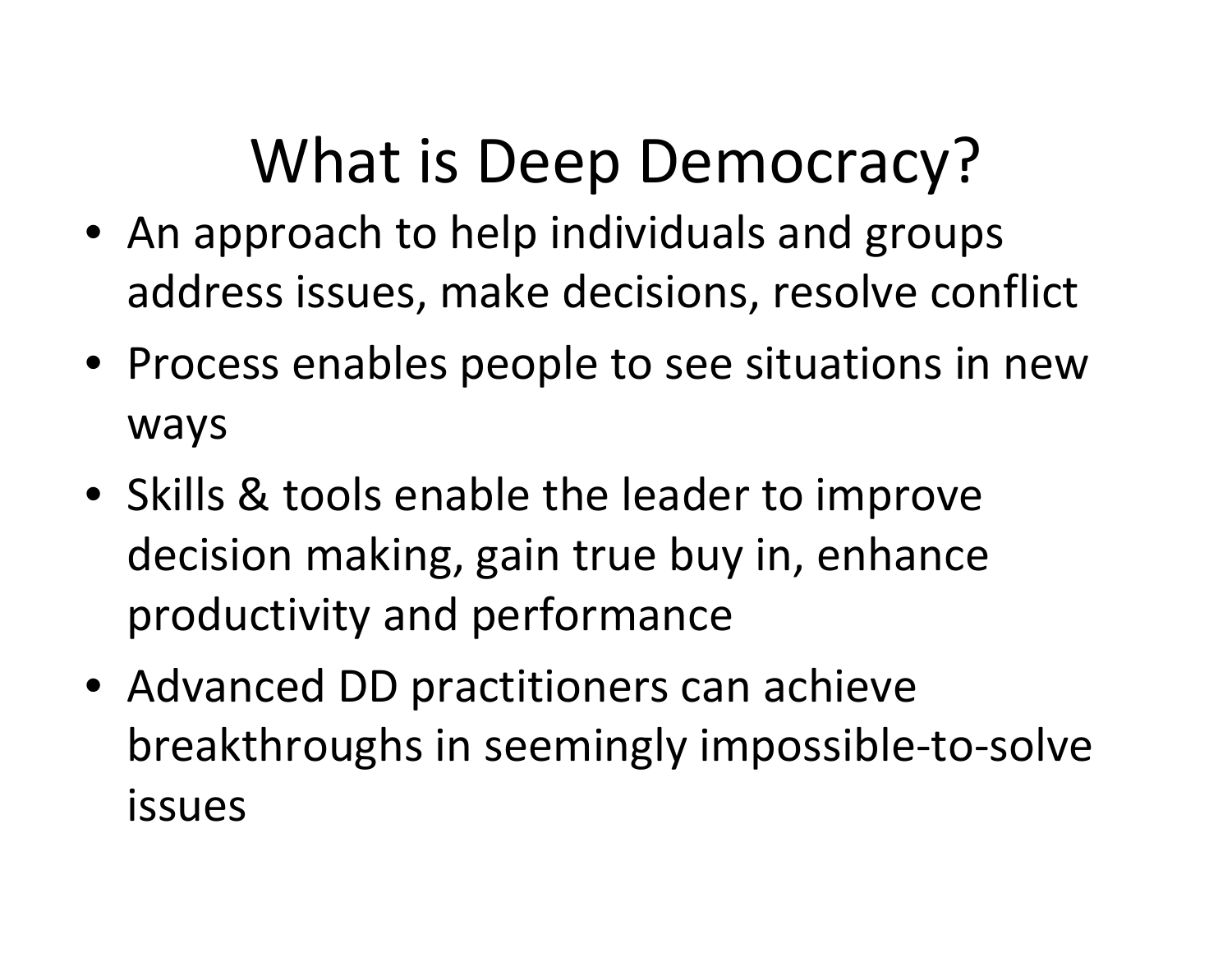# What is Deep Democracy?

- An approach to help individuals and groups address issues, make decisions, resolve conflict
- Process enables people to see situations in new ways
- Skills & tools enable the leader to improve decision making, gain true buy in, enhance productivity and performance
- Advanced DD practitioners can achieve breakthroughs in seemingly impossible-to-solve issues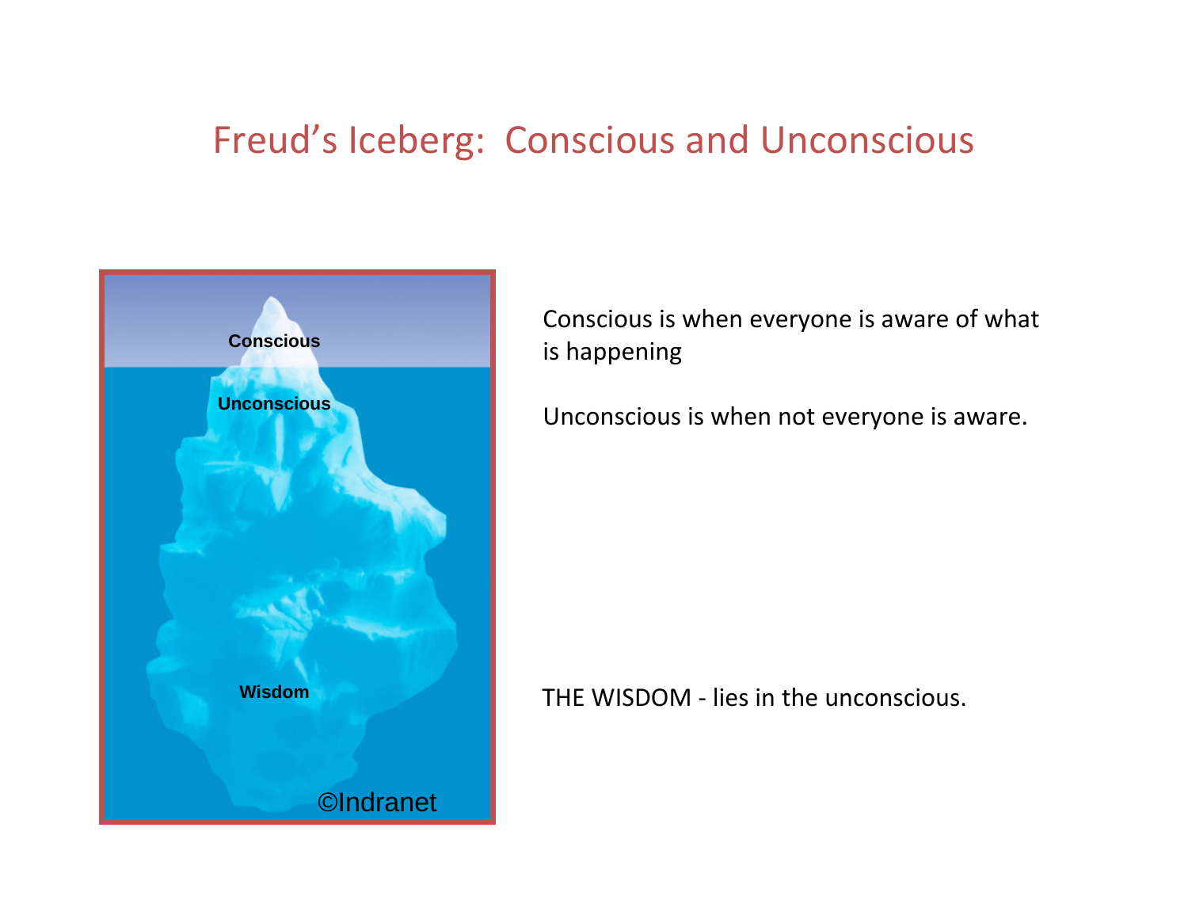# Freud's Iceberg: Conscious and Unconscious

Conscious

Unconscious

Wisdom

©Indranet

Conscious is when everyone is aware of what is happening

Unconscious is when not everyone is aware.

THE WISDOM - lies in the unconscious.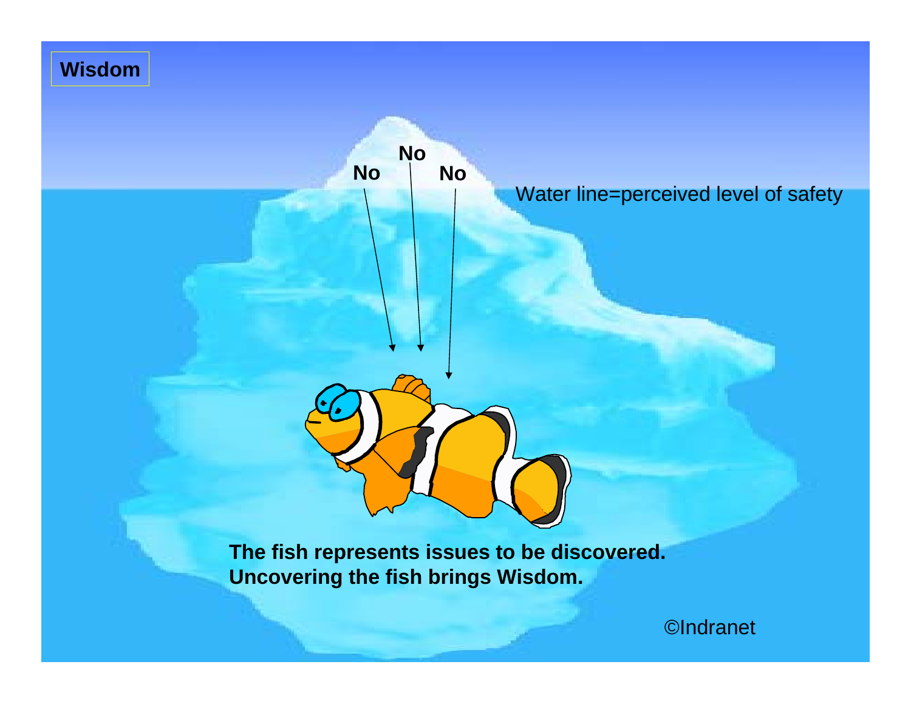# Wisdom

No

No

No

Water line=perceived level of safety

**The fish represents issues to be discovered.**
**Uncovering the fish brings Wisdom.**

©Indranet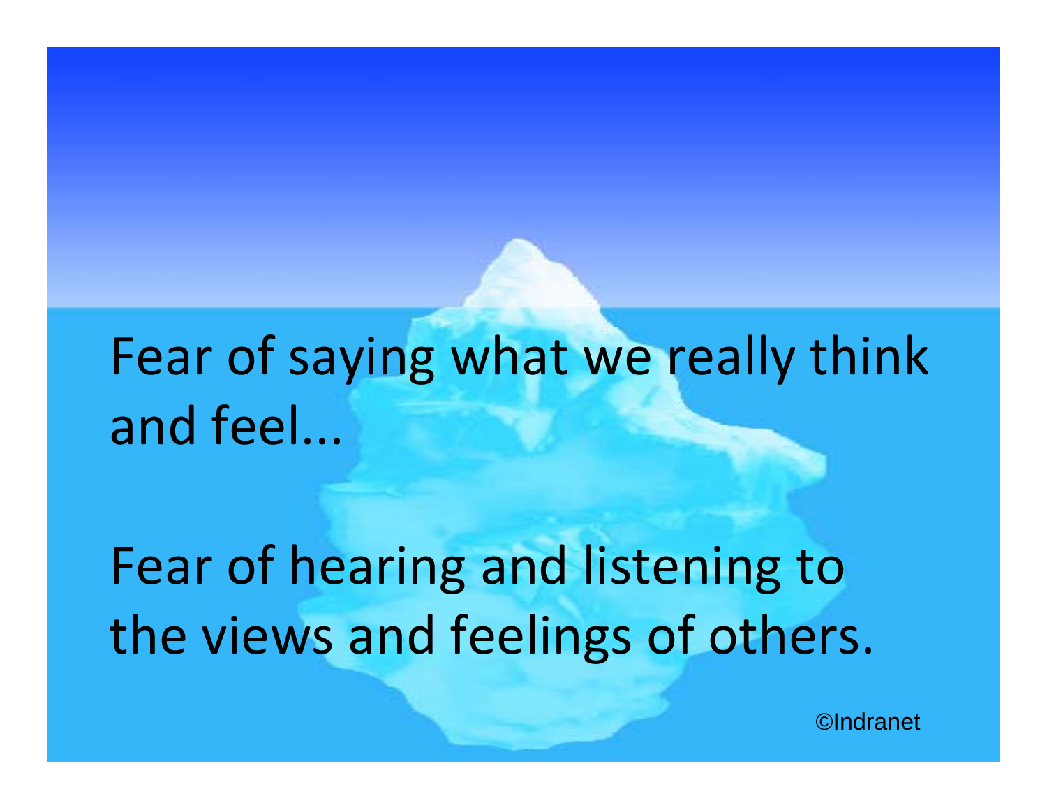Fear of saying what we really think and feel...

Fear of hearing and listening to the views and feelings of others.

©Indranet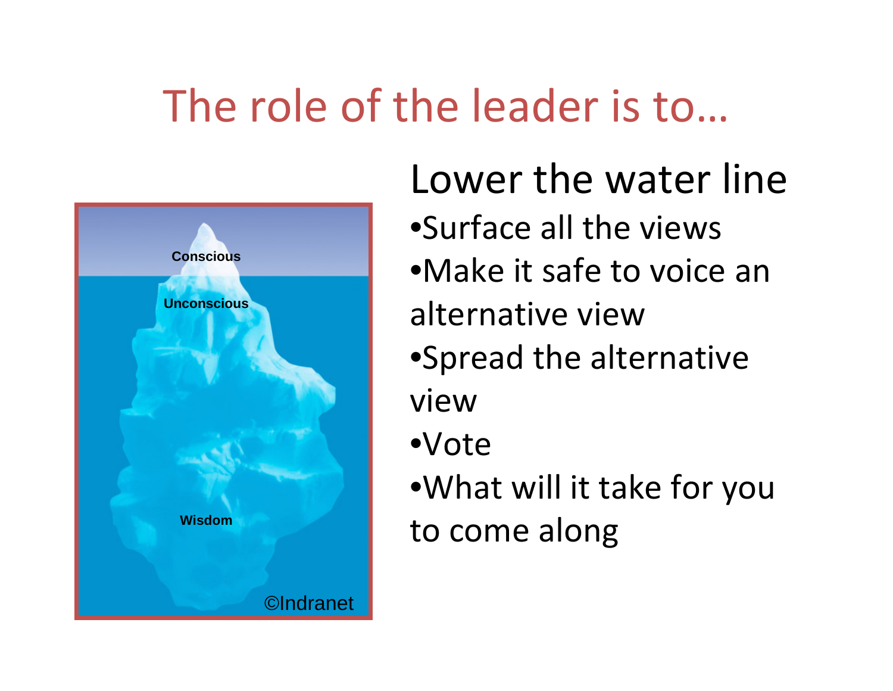# The role of the leader is to…

Conscious

Unconscious

Wisdom

©Indranet

## Lower the water line

- Surface all the views
- Make it safe to voice an alternative view
- Spread the alternative view
- Vote
- What will it take for you to come along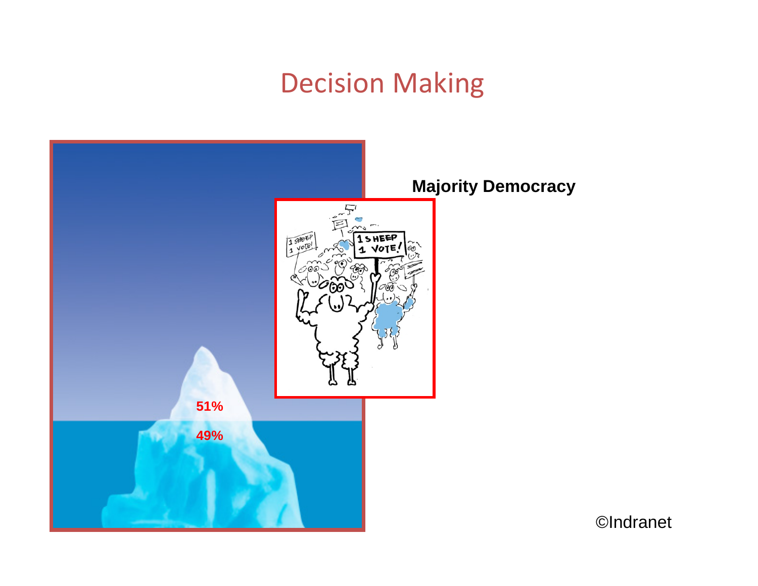# Decision Making

51%

49%

**Majority Democracy**

©Indranet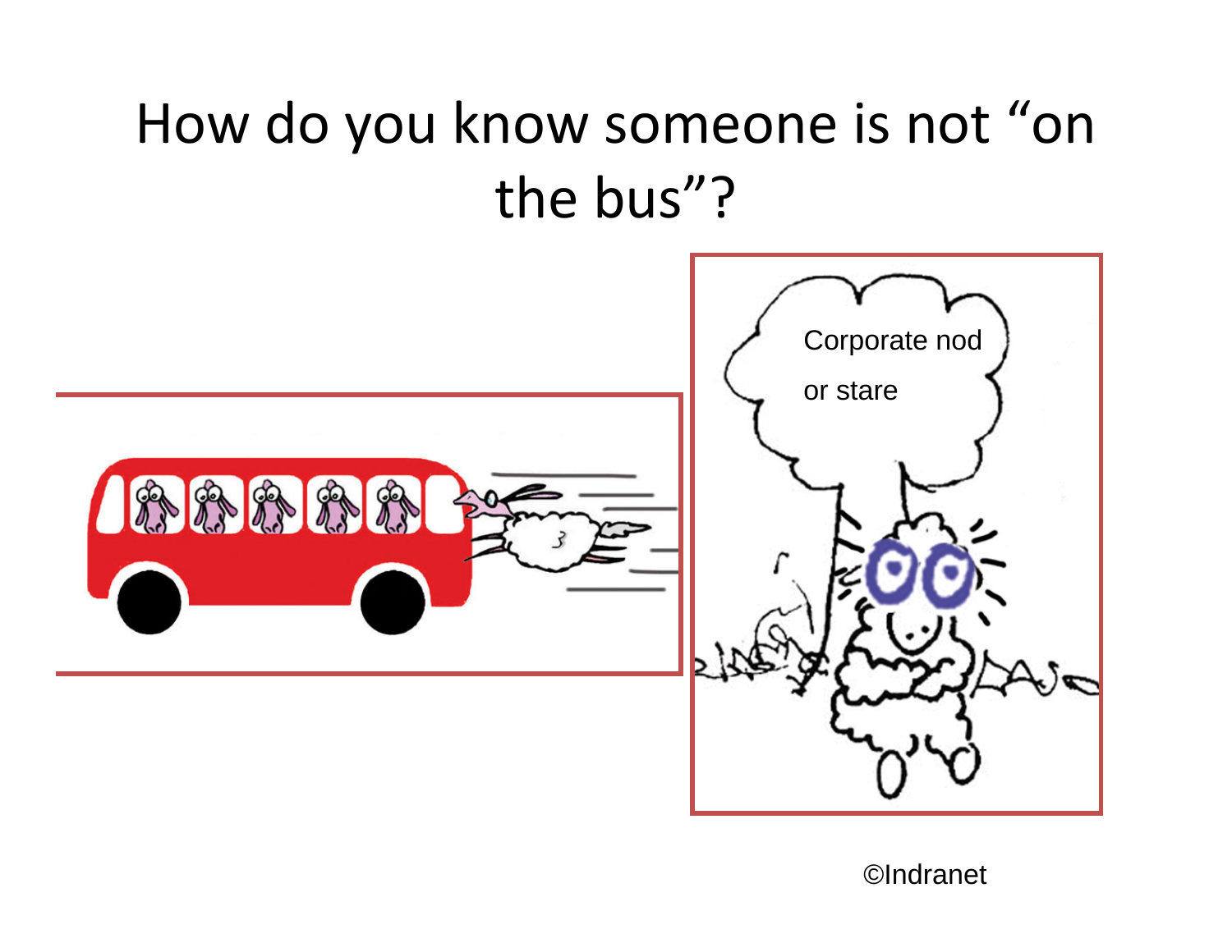# How do you know someone is not “on the bus”?

Corporate nod

or stare

©Indranet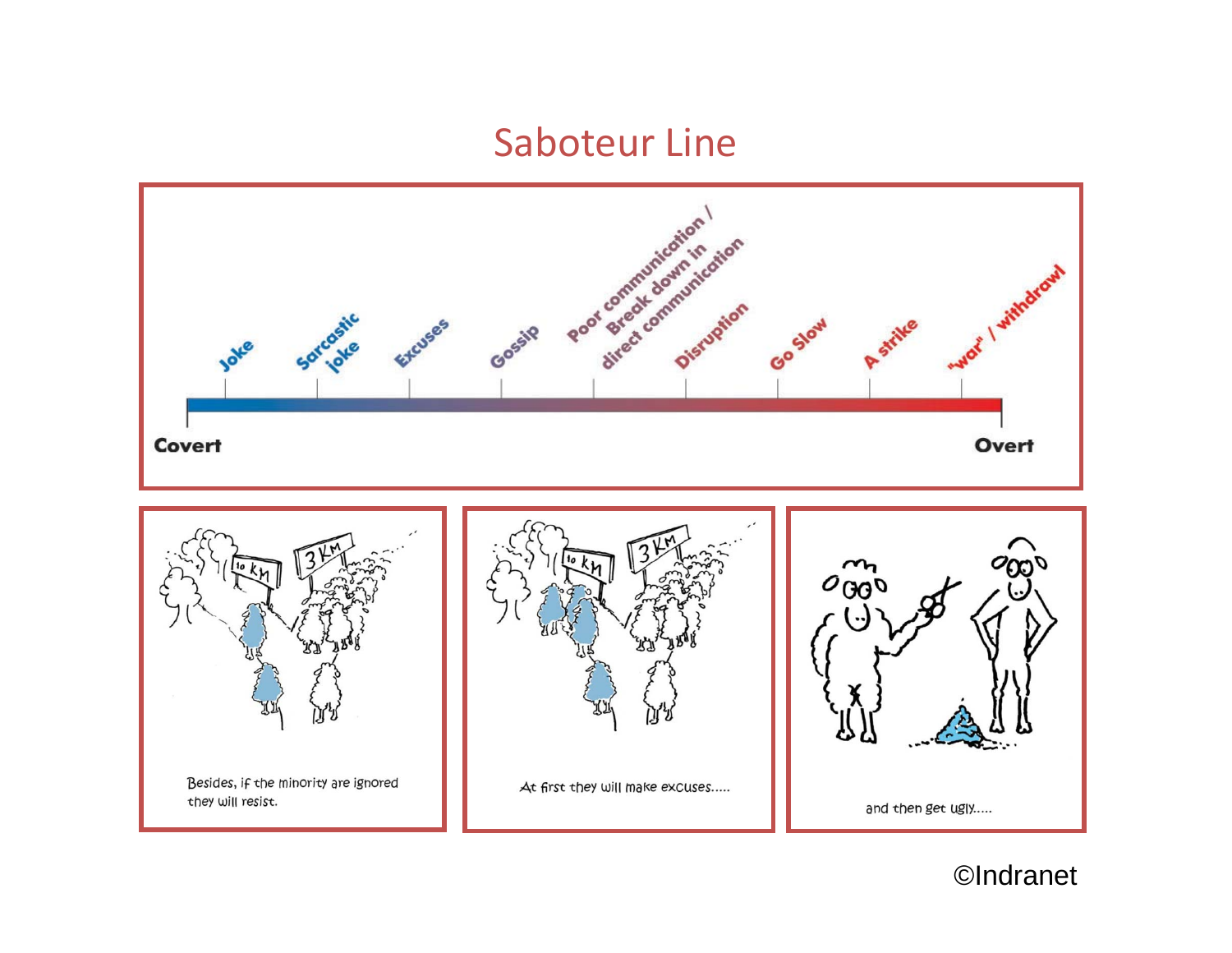# Saboteur Line

Joke — Sarcastic joke — Excuses — Gossip — Poor communication / Break down in direct communication — Disruption — Go Slow — A strike — "war" / withdrawl

Covert → Overt

Besides, if the minority are ignored they will resist.

At first they will make excuses.....

and then get ugly.....

©Indranet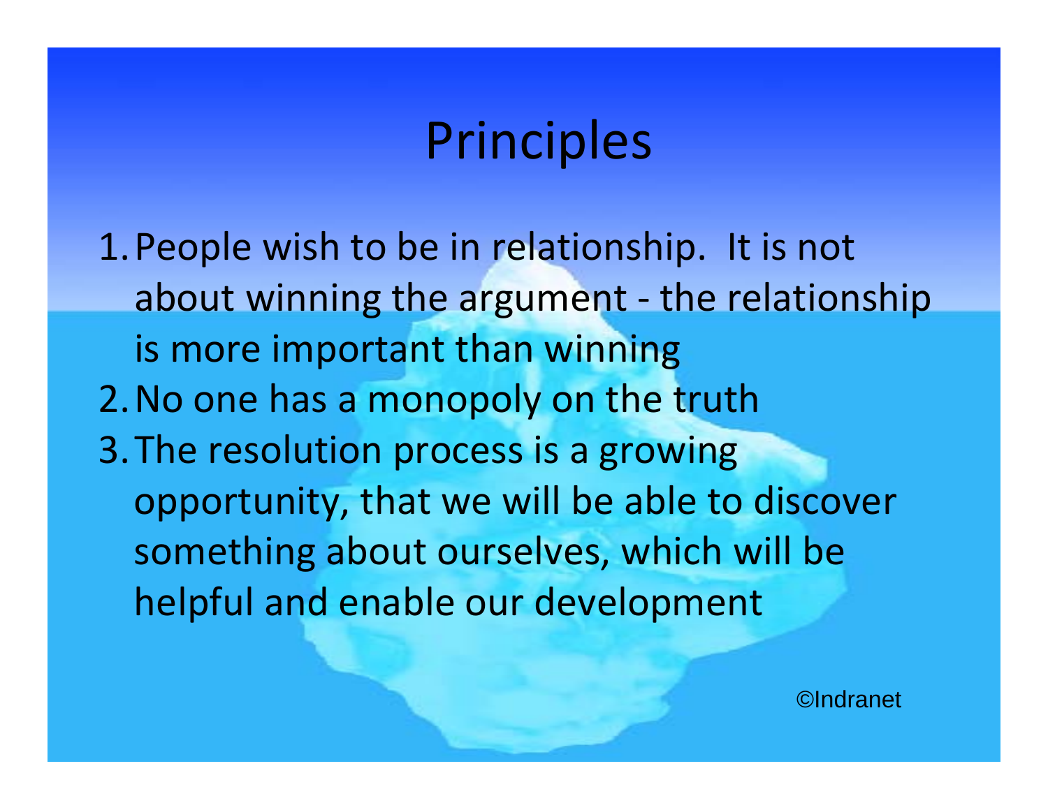# Principles

1. People wish to be in relationship. It is not about winning the argument - the relationship is more important than winning
2. No one has a monopoly on the truth
3. The resolution process is a growing opportunity, that we will be able to discover something about ourselves, which will be helpful and enable our development

©Indranet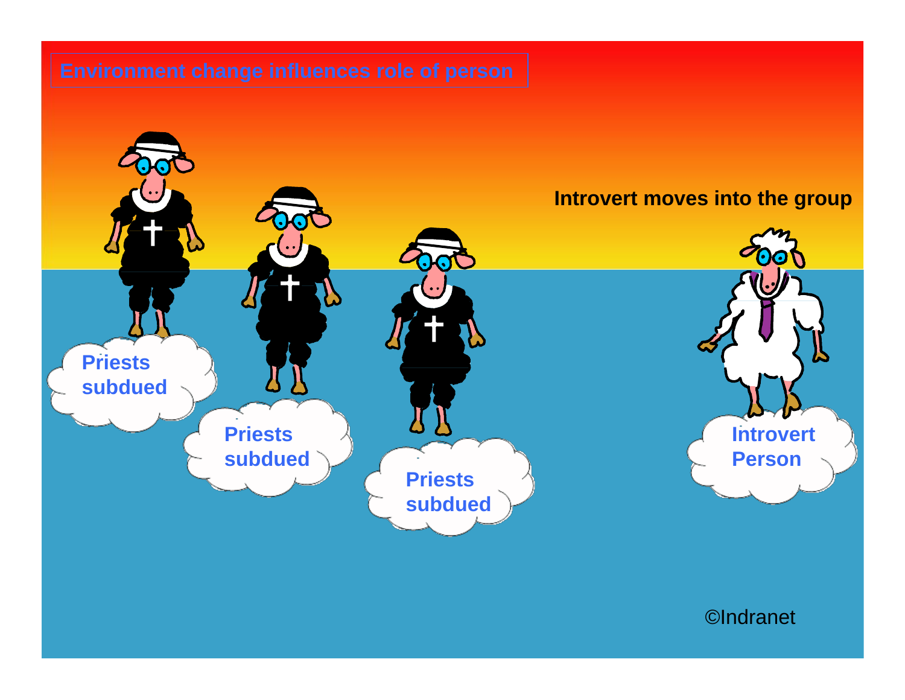# Environment change influences role of person

Introvert moves into the group

Priests subdued

Priests subdued

Priests subdued

Introvert Person

©Indranet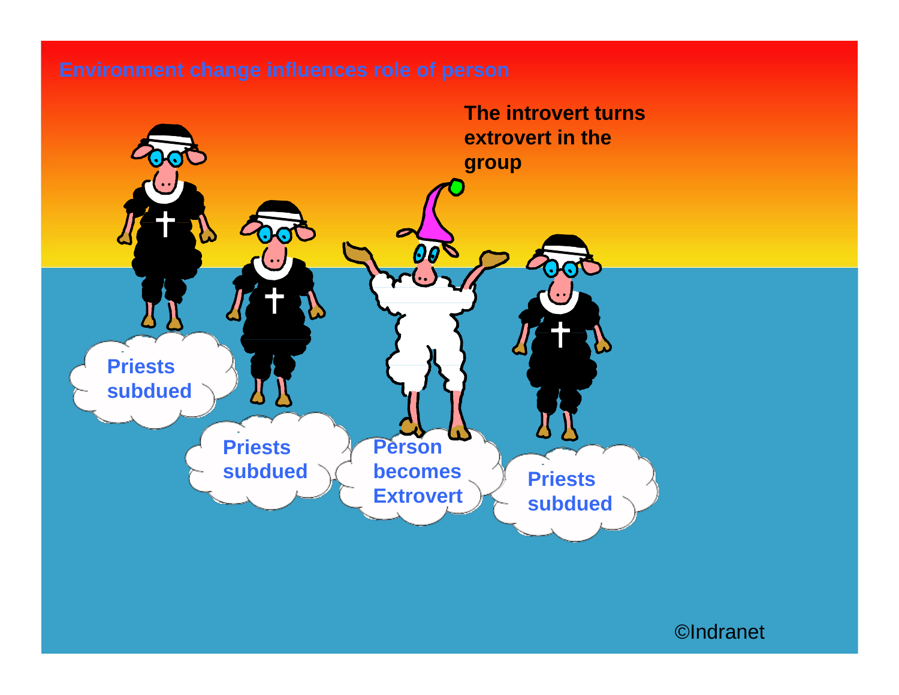# Environment change influences role of person

The introvert turns extrovert in the group

Priests subdued

Priests subdued

Person becomes Extrovert

Priests subdued

©Indranet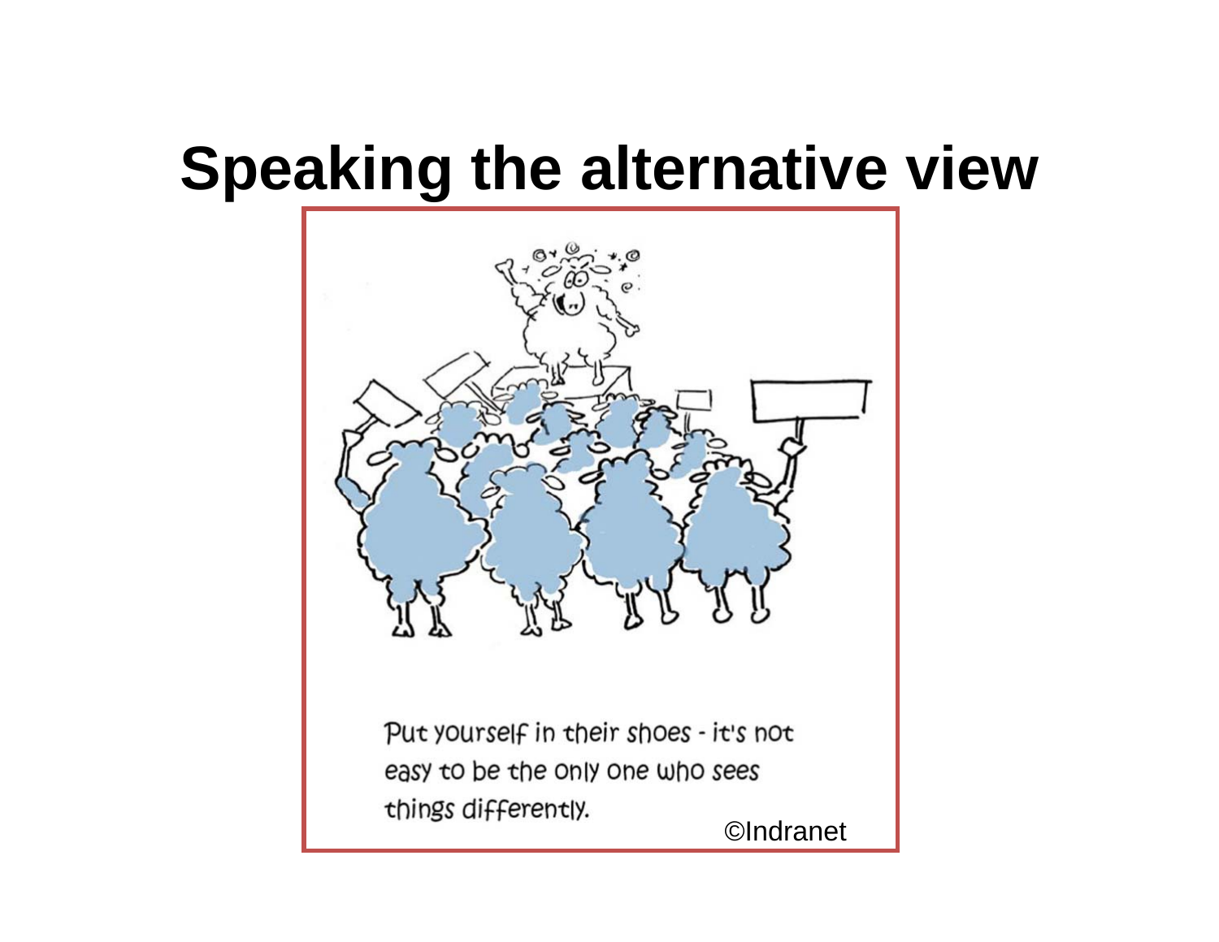# Speaking the alternative view

Put yourself in their shoes - it's not easy to be the only one who sees things differently.

©Indranet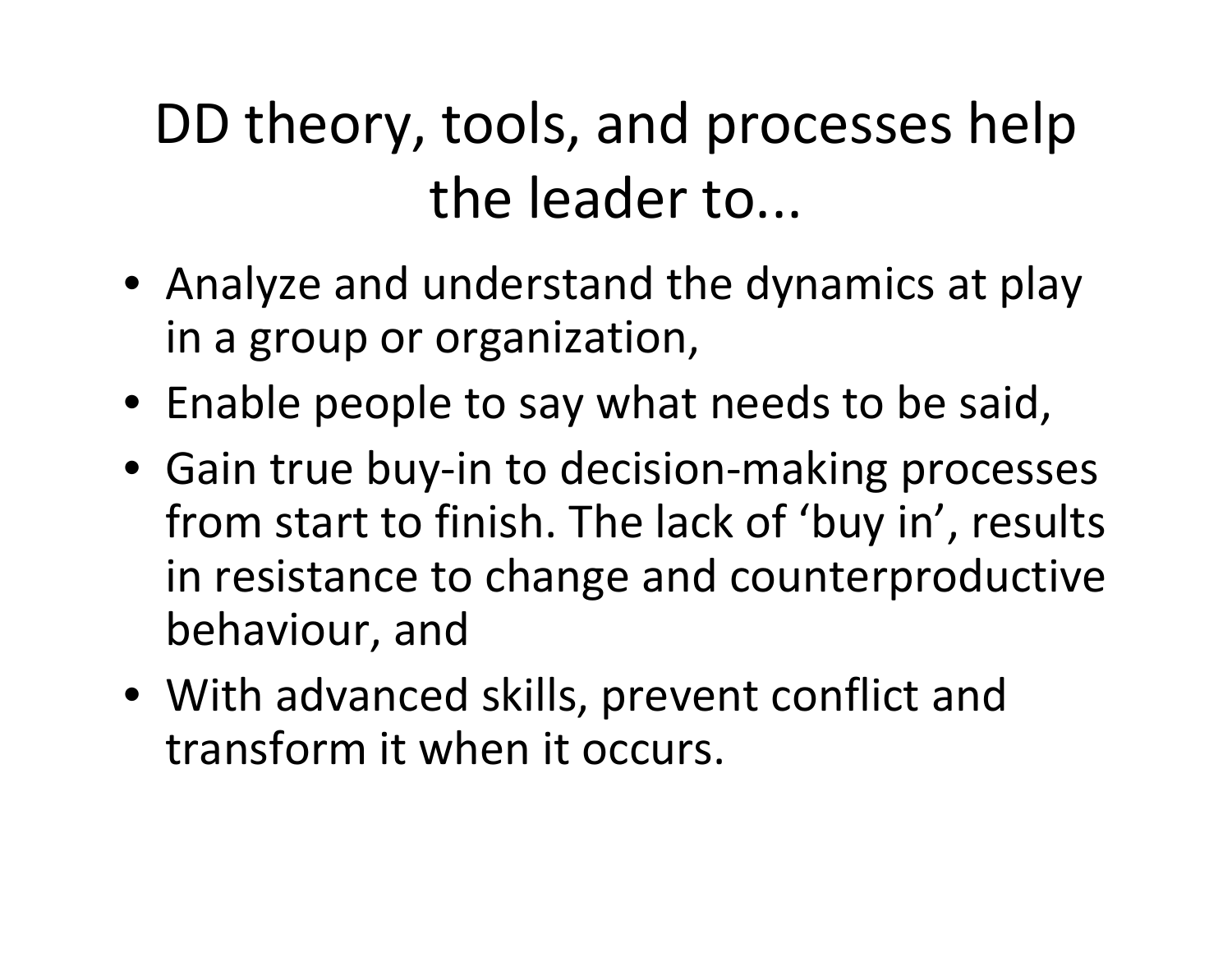# DD theory, tools, and processes help the leader to...

- Analyze and understand the dynamics at play in a group or organization,
- Enable people to say what needs to be said,
- Gain true buy-in to decision-making processes from start to finish. The lack of ‘buy in’, results in resistance to change and counterproductive behaviour, and
- With advanced skills, prevent conflict and transform it when it occurs.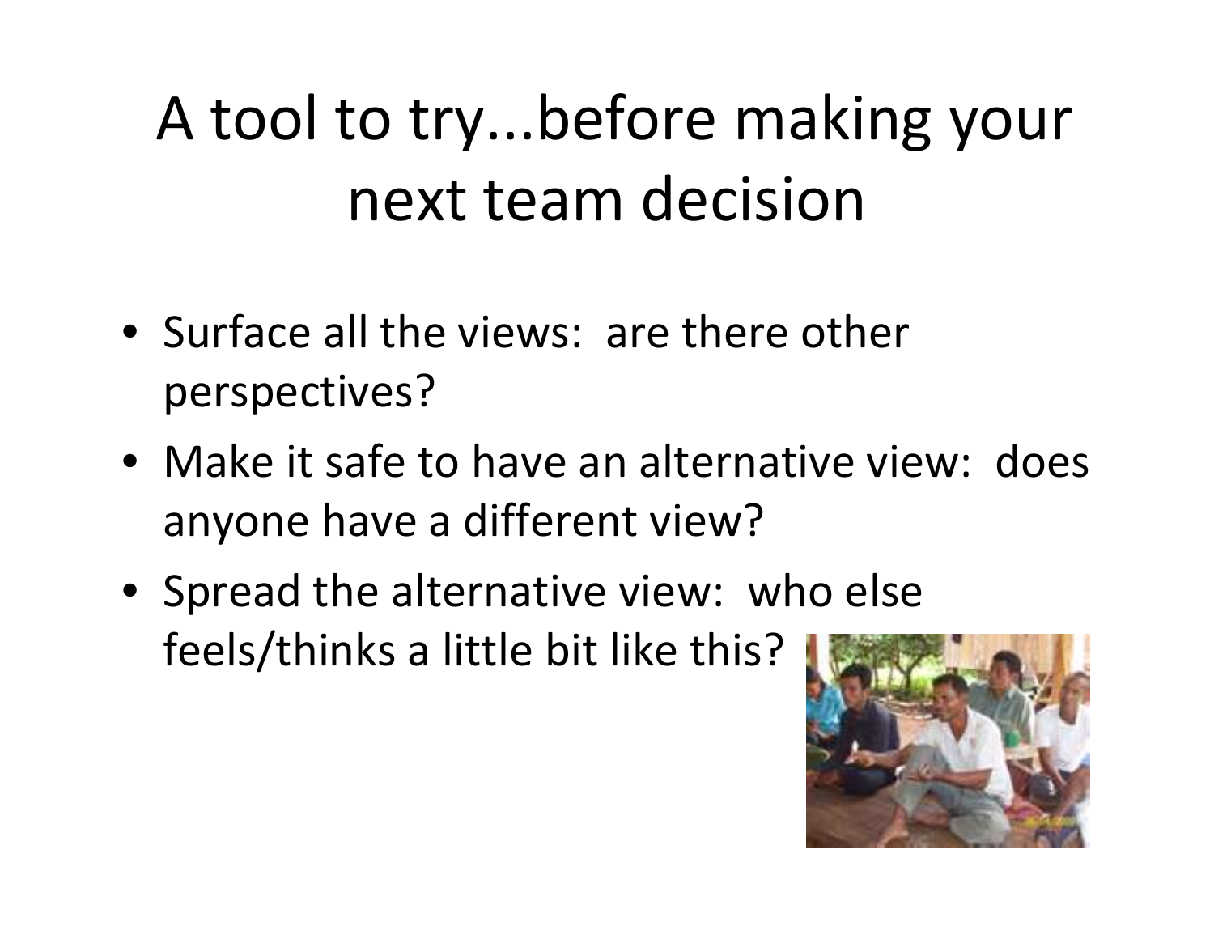# A tool to try...before making your next team decision

- Surface all the views: are there other perspectives?
- Make it safe to have an alternative view: does anyone have a different view?
- Spread the alternative view: who else feels/thinks a little bit like this?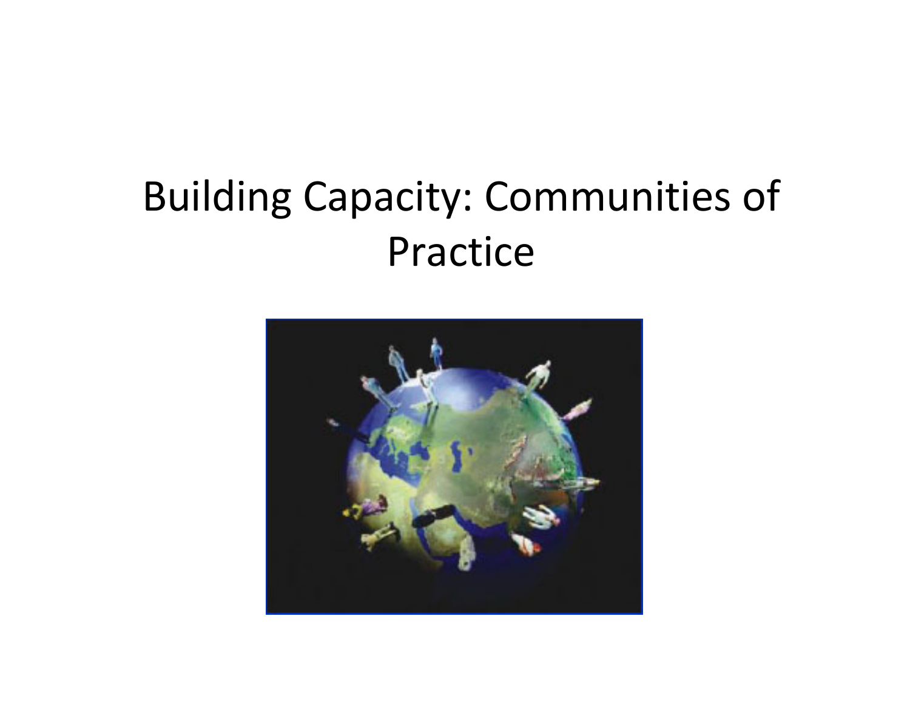# Building Capacity: Communities of Practice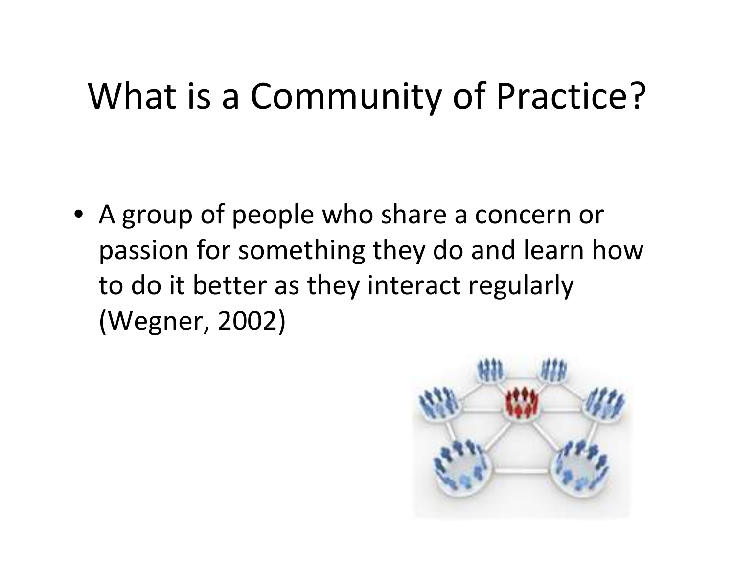# What is a Community of Practice?

- A group of people who share a concern or passion for something they do and learn how to do it better as they interact regularly (Wegner, 2002)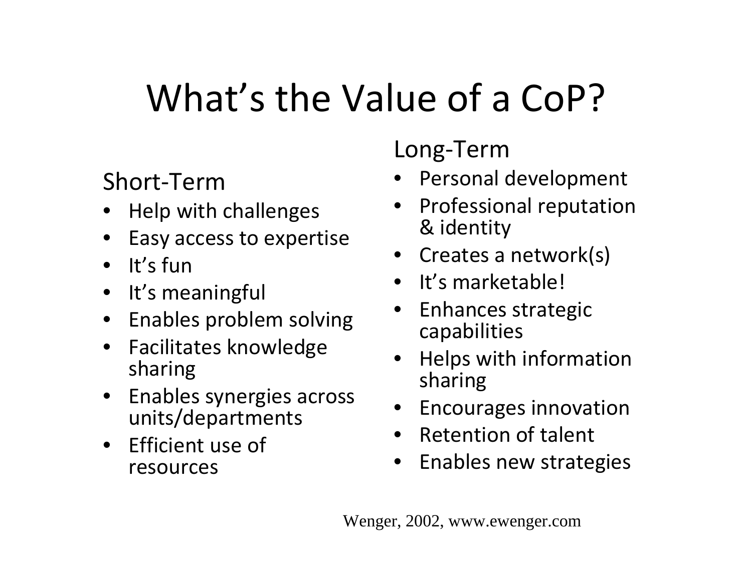# What's the Value of a CoP?

Short-Term

- Help with challenges
- Easy access to expertise
- It's fun
- It's meaningful
- Enables problem solving
- Facilitates knowledge sharing
- Enables synergies across units/departments
- Efficient use of resources

Long-Term

- Personal development
- Professional reputation & identity
- Creates a network(s)
- It's marketable!
- Enhances strategic capabilities
- Helps with information sharing
- Encourages innovation
- Retention of talent
- Enables new strategies

Wenger, 2002, www.ewenger.com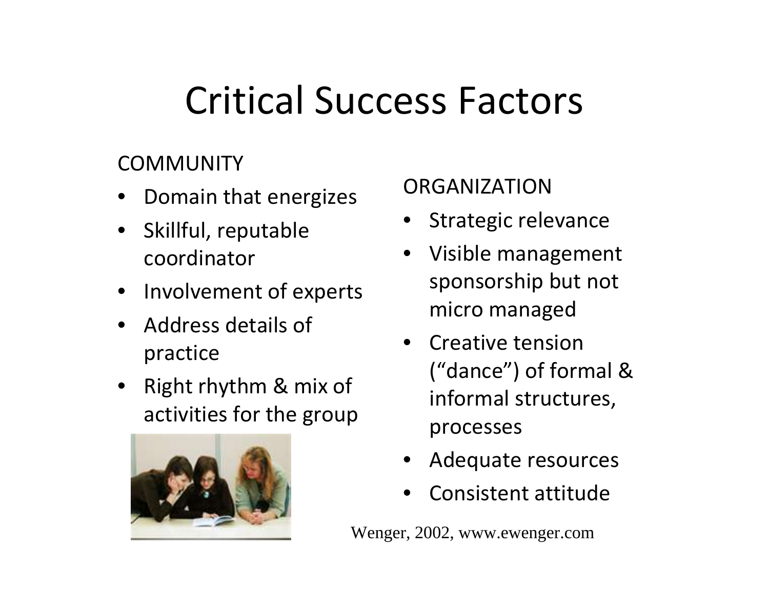# Critical Success Factors

COMMUNITY

- Domain that energizes
- Skillful, reputable coordinator
- Involvement of experts
- Address details of practice
- Right rhythm & mix of activities for the group

ORGANIZATION

- Strategic relevance
- Visible management sponsorship but not micro managed
- Creative tension ("dance") of formal & informal structures, processes
- Adequate resources
- Consistent attitude

Wenger, 2002, www.ewenger.com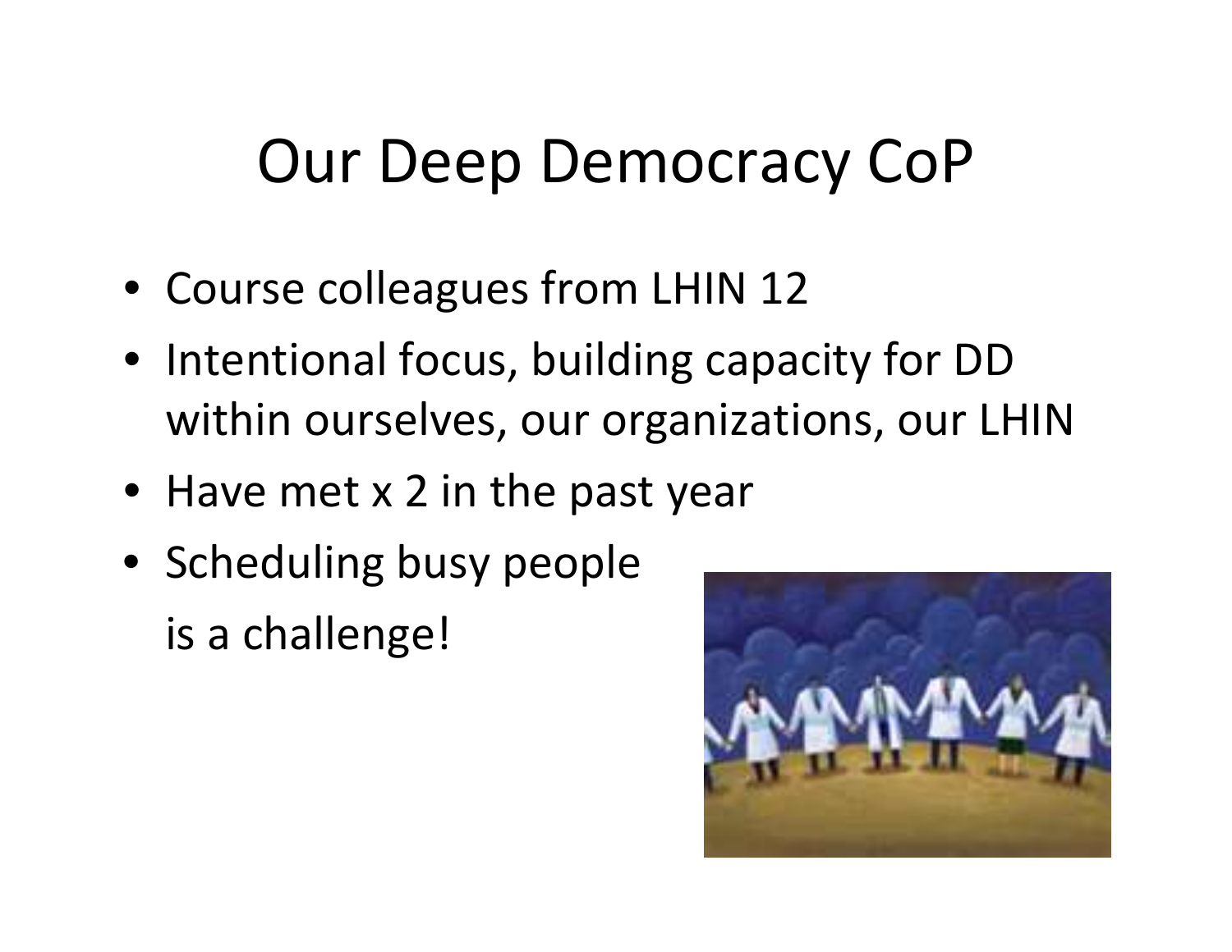# Our Deep Democracy CoP

- Course colleagues from LHIN 12
- Intentional focus, building capacity for DD within ourselves, our organizations, our LHIN
- Have met x 2 in the past year
- Scheduling busy people is a challenge!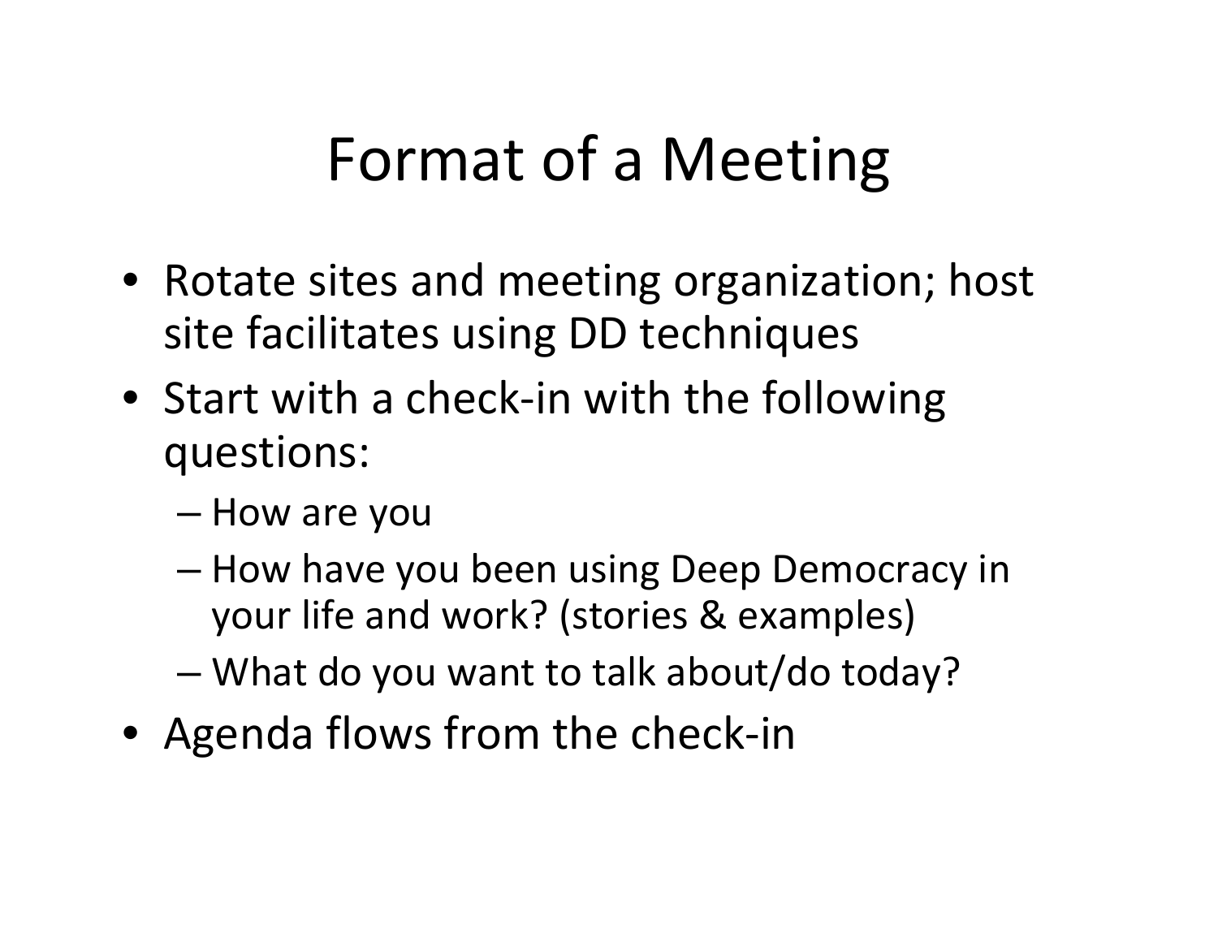# Format of a Meeting

- Rotate sites and meeting organization; host site facilitates using DD techniques
- Start with a check-in with the following questions:
  - How are you
  - How have you been using Deep Democracy in your life and work? (stories & examples)
  - What do you want to talk about/do today?
- Agenda flows from the check-in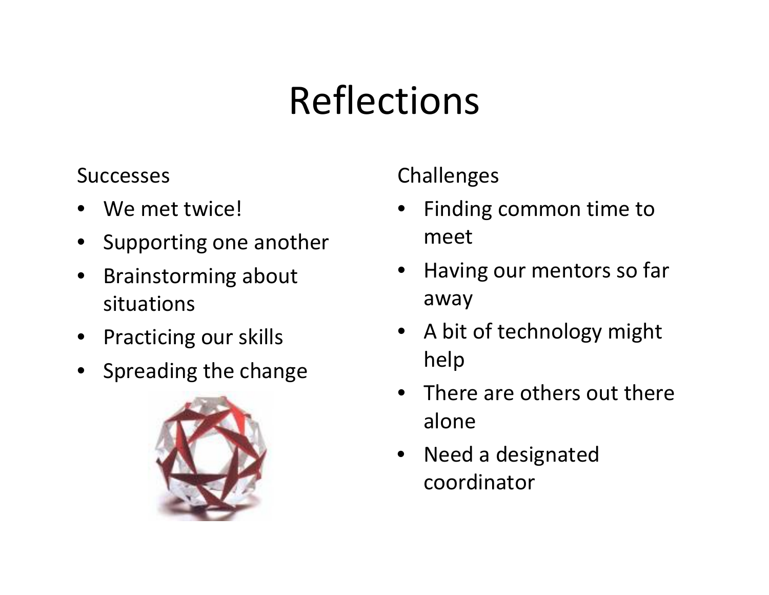# Reflections

Successes

- We met twice!
- Supporting one another
- Brainstorming about situations
- Practicing our skills
- Spreading the change

Challenges

- Finding common time to meet
- Having our mentors so far away
- A bit of technology might help
- There are others out there alone
- Need a designated coordinator